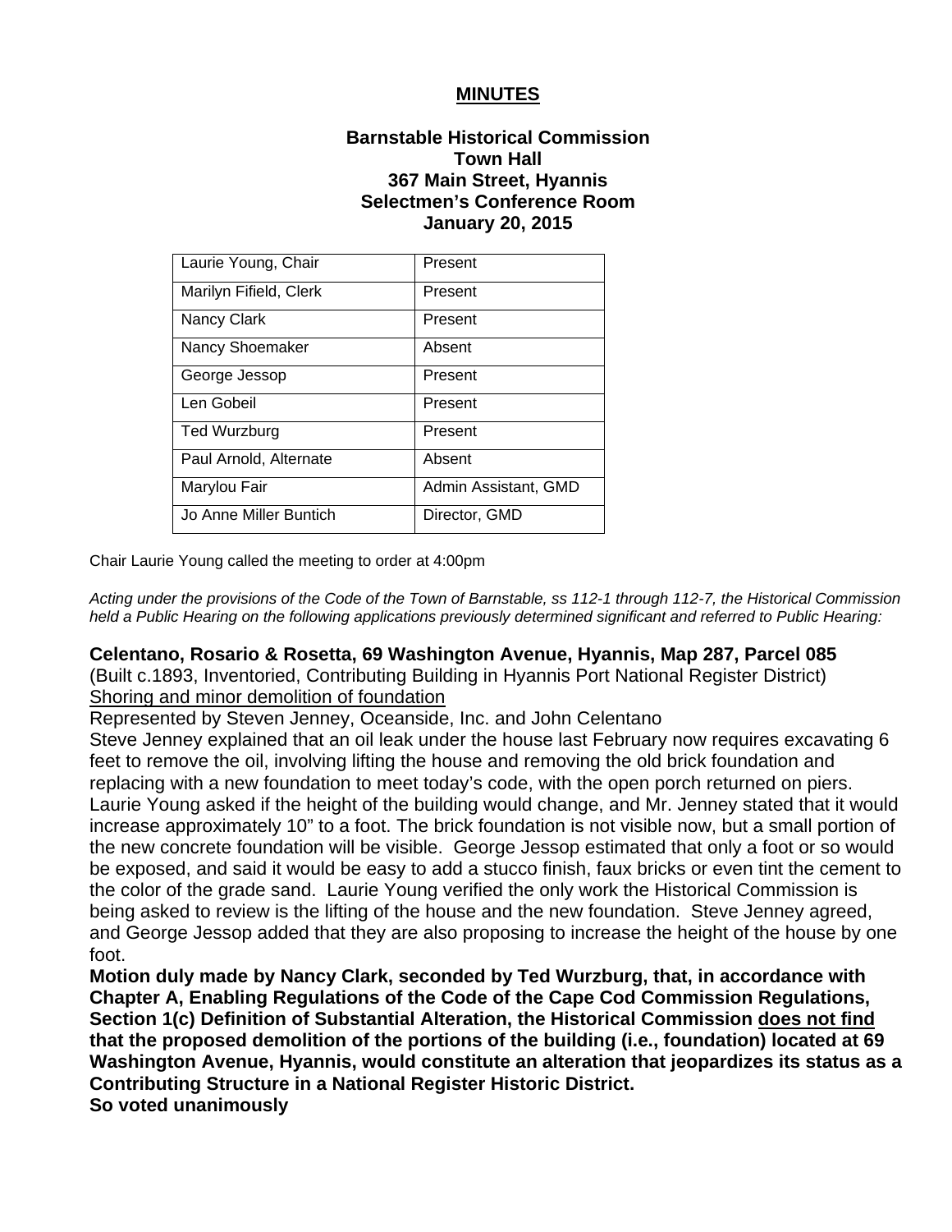# MINUTES

## Barnstable Historical Commission
## Town Hall
## 367 Main Street, Hyannis
## Selectmen's Conference Room
## January 20, 2015

| | |
|---|---|
| Laurie Young, Chair | Present |
| Marilyn Fifield, Clerk | Present |
| Nancy Clark | Present |
| Nancy Shoemaker | Absent |
| George Jessop | Present |
| Len Gobeil | Present |
| Ted Wurzburg | Present |
| Paul Arnold, Alternate | Absent |
| Marylou Fair | Admin Assistant, GMD |
| Jo Anne Miller Buntich | Director, GMD |

Chair Laurie Young called the meeting to order at 4:00pm

*Acting under the provisions of the Code of the Town of Barnstable, ss 112-1 through 112-7, the Historical Commission held a Public Hearing on the following applications previously determined significant and referred to Public Hearing:*

**Celentano, Rosario & Rosetta, 69 Washington Avenue, Hyannis, Map 287, Parcel 085**
(Built c.1893, Inventoried, Contributing Building in Hyannis Port National Register District)
<u>Shoring and minor demolition of foundation</u>
Represented by Steven Jenney, Oceanside, Inc. and John Celentano
Steve Jenney explained that an oil leak under the house last February now requires excavating 6 feet to remove the oil, involving lifting the house and removing the old brick foundation and replacing with a new foundation to meet today's code, with the open porch returned on piers. Laurie Young asked if the height of the building would change, and Mr. Jenney stated that it would increase approximately 10" to a foot. The brick foundation is not visible now, but a small portion of the new concrete foundation will be visible. George Jessop estimated that only a foot or so would be exposed, and said it would be easy to add a stucco finish, faux bricks or even tint the cement to the color of the grade sand. Laurie Young verified the only work the Historical Commission is being asked to review is the lifting of the house and the new foundation. Steve Jenney agreed, and George Jessop added that they are also proposing to increase the height of the house by one foot.

**Motion duly made by Nancy Clark, seconded by Ted Wurzburg, that, in accordance with Chapter A, Enabling Regulations of the Code of the Cape Cod Commission Regulations, Section 1(c) Definition of Substantial Alteration, the Historical Commission <u>does not find</u> that the proposed demolition of the portions of the building (i.e., foundation) located at 69 Washington Avenue, Hyannis, would constitute an alteration that jeopardizes its status as a Contributing Structure in a National Register Historic District.**
**So voted unanimously**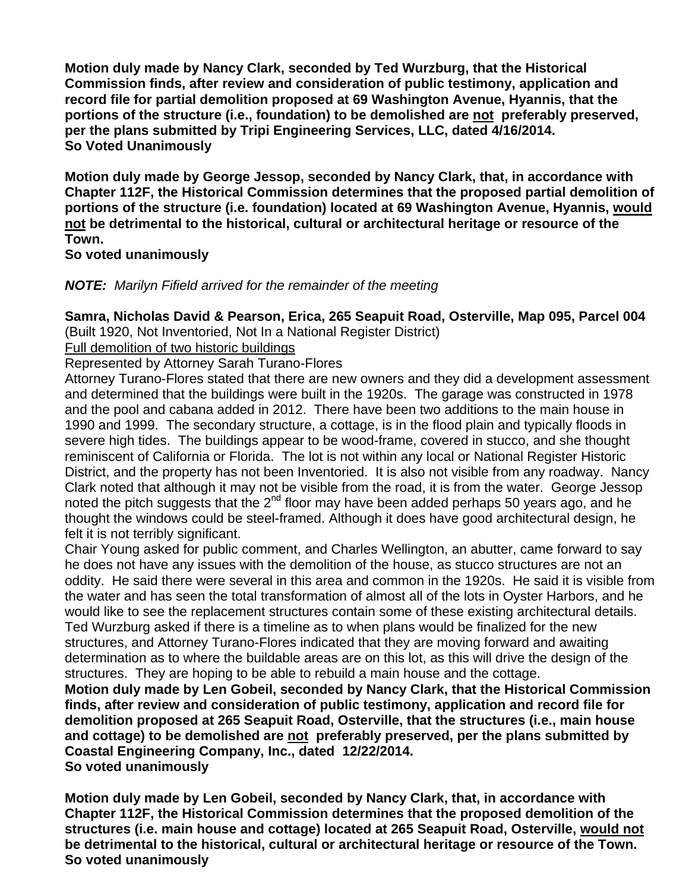**Motion duly made by Nancy Clark, seconded by Ted Wurzburg, that the Historical Commission finds, after review and consideration of public testimony, application and record file for partial demolition proposed at 69 Washington Avenue, Hyannis, that the portions of the structure (i.e., foundation) to be demolished are <u>not</u> preferably preserved, per the plans submitted by Tripi Engineering Services, LLC, dated 4/16/2014.**
**So Voted Unanimously**

**Motion duly made by George Jessop, seconded by Nancy Clark, that, in accordance with Chapter 112F, the Historical Commission determines that the proposed partial demolition of portions of the structure (i.e. foundation) located at 69 Washington Avenue, Hyannis, <u>would not</u> be detrimental to the historical, cultural or architectural heritage or resource of the Town.**
**So voted unanimously**

***NOTE:*** *Marilyn Fifield arrived for the remainder of the meeting*

**Samra, Nicholas David & Pearson, Erica, 265 Seapuit Road, Osterville, Map 095, Parcel 004**
(Built 1920, Not Inventoried, Not In a National Register District)
<u>Full demolition of two historic buildings</u>
Represented by Attorney Sarah Turano-Flores
Attorney Turano-Flores stated that there are new owners and they did a development assessment and determined that the buildings were built in the 1920s. The garage was constructed in 1978 and the pool and cabana added in 2012. There have been two additions to the main house in 1990 and 1999. The secondary structure, a cottage, is in the flood plain and typically floods in severe high tides. The buildings appear to be wood-frame, covered in stucco, and she thought reminiscent of California or Florida. The lot is not within any local or National Register Historic District, and the property has not been Inventoried. It is also not visible from any roadway. Nancy Clark noted that although it may not be visible from the road, it is from the water. George Jessop noted the pitch suggests that the 2nd floor may have been added perhaps 50 years ago, and he thought the windows could be steel-framed. Although it does have good architectural design, he felt it is not terribly significant.
Chair Young asked for public comment, and Charles Wellington, an abutter, came forward to say he does not have any issues with the demolition of the house, as stucco structures are not an oddity. He said there were several in this area and common in the 1920s. He said it is visible from the water and has seen the total transformation of almost all of the lots in Oyster Harbors, and he would like to see the replacement structures contain some of these existing architectural details. Ted Wurzburg asked if there is a timeline as to when plans would be finalized for the new structures, and Attorney Turano-Flores indicated that they are moving forward and awaiting determination as to where the buildable areas are on this lot, as this will drive the design of the structures. They are hoping to be able to rebuild a main house and the cottage.
**Motion duly made by Len Gobeil, seconded by Nancy Clark, that the Historical Commission finds, after review and consideration of public testimony, application and record file for demolition proposed at 265 Seapuit Road, Osterville, that the structures (i.e., main house and cottage) to be demolished are <u>not</u> preferably preserved, per the plans submitted by Coastal Engineering Company, Inc., dated 12/22/2014.**
**So voted unanimously**

**Motion duly made by Len Gobeil, seconded by Nancy Clark, that, in accordance with Chapter 112F, the Historical Commission determines that the proposed demolition of the structures (i.e. main house and cottage) located at 265 Seapuit Road, Osterville, <u>would not</u> be detrimental to the historical, cultural or architectural heritage or resource of the Town.**
**So voted unanimously**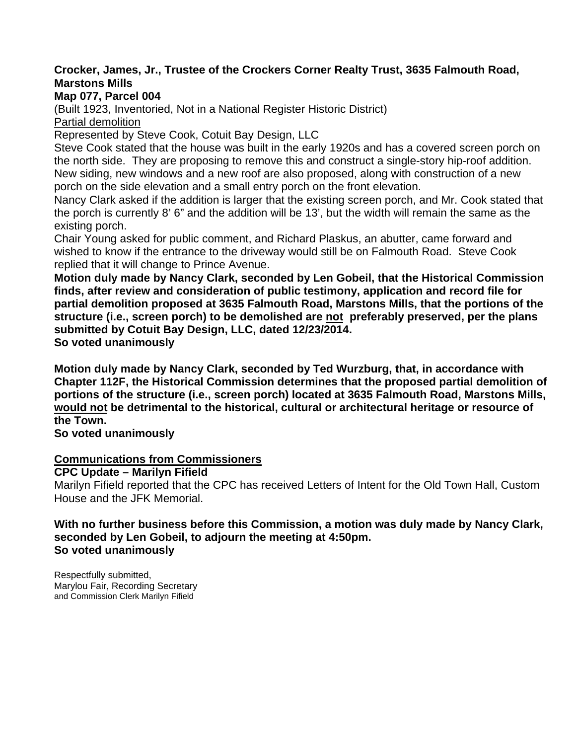**Crocker, James, Jr., Trustee of the Crockers Corner Realty Trust, 3635 Falmouth Road, Marstons Mills**
**Map 077, Parcel 004**
(Built 1923, Inventoried, Not in a National Register Historic District)
Partial demolition
Represented by Steve Cook, Cotuit Bay Design, LLC
Steve Cook stated that the house was built in the early 1920s and has a covered screen porch on the north side. They are proposing to remove this and construct a single-story hip-roof addition. New siding, new windows and a new roof are also proposed, along with construction of a new porch on the side elevation and a small entry porch on the front elevation.
Nancy Clark asked if the addition is larger that the existing screen porch, and Mr. Cook stated that the porch is currently 8' 6" and the addition will be 13', but the width will remain the same as the existing porch.
Chair Young asked for public comment, and Richard Plaskus, an abutter, came forward and wished to know if the entrance to the driveway would still be on Falmouth Road. Steve Cook replied that it will change to Prince Avenue.
**Motion duly made by Nancy Clark, seconded by Len Gobeil, that the Historical Commission finds, after review and consideration of public testimony, application and record file for partial demolition proposed at 3635 Falmouth Road, Marstons Mills, that the portions of the structure (i.e., screen porch) to be demolished are not preferably preserved, per the plans submitted by Cotuit Bay Design, LLC, dated 12/23/2014.**
**So voted unanimously**

**Motion duly made by Nancy Clark, seconded by Ted Wurzburg, that, in accordance with Chapter 112F, the Historical Commission determines that the proposed partial demolition of portions of the structure (i.e., screen porch) located at 3635 Falmouth Road, Marstons Mills, would not be detrimental to the historical, cultural or architectural heritage or resource of the Town.**
**So voted unanimously**

**Communications from Commissioners**
**CPC Update – Marilyn Fifield**
Marilyn Fifield reported that the CPC has received Letters of Intent for the Old Town Hall, Custom House and the JFK Memorial.

**With no further business before this Commission, a motion was duly made by Nancy Clark, seconded by Len Gobeil, to adjourn the meeting at 4:50pm.**
**So voted unanimously**

Respectfully submitted,
Marylou Fair, Recording Secretary
and Commission Clerk Marilyn Fifield